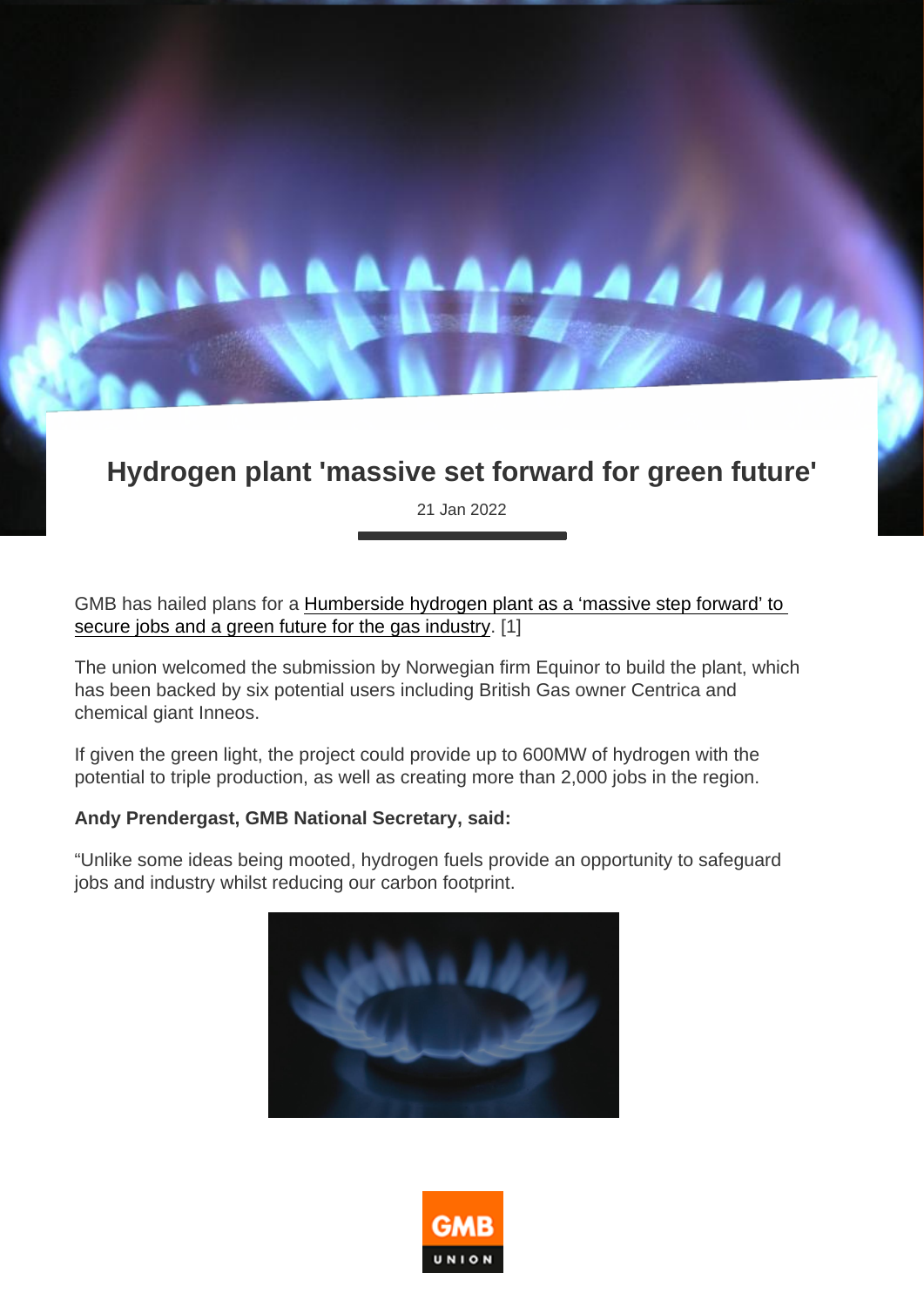# Hydrogen plant 'massive set forward for green future'

21 Jan 2022

GMB has hailed plans for a Humberside hydrogen plant as a 'massive step forward' to secure jobs and a green future for the gas industry. [1]

The union welcomed the submission by Norwegian firm Equinor to build the plant, which has been backed by six potential users including British Gas owner Centrica and chemical giant Inneos.

If given the green light, the project could provide up to 600MW of hydrogen with the potential to triple production, as well as creating more than 2,000 jobs in the region.

**Andy Prendergast, GMB National Secretary, said:**

"Unlike some ideas being mooted, hydrogen fuels provide an opportunity to safeguard jobs and industry whilst reducing our carbon footprint.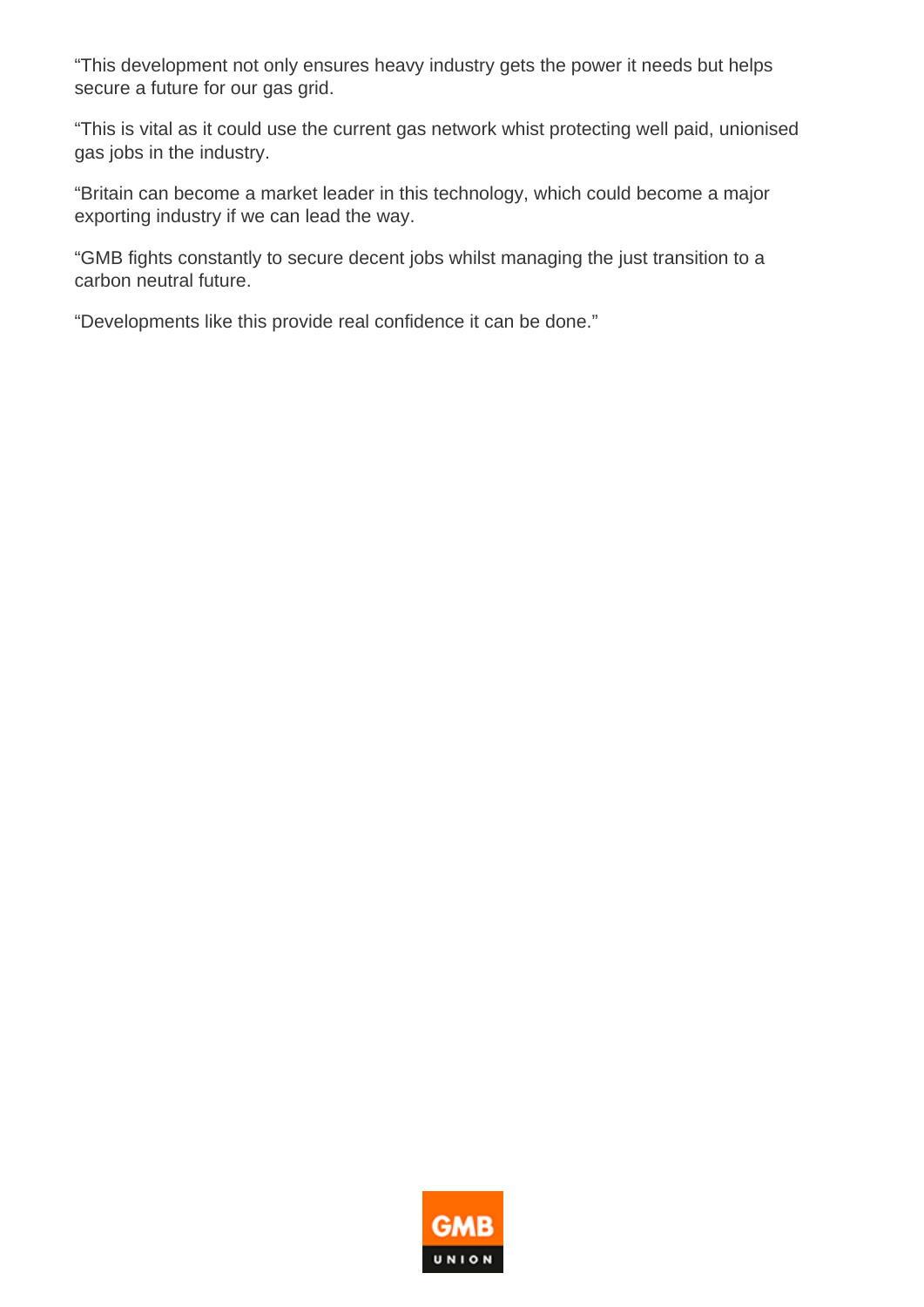"This development not only ensures heavy industry gets the power it needs but helps secure a future for our gas grid.

"This is vital as it could use the current gas network whist protecting well paid, unionised gas jobs in the industry.

"Britain can become a market leader in this technology, which could become a major exporting industry if we can lead the way.

"GMB fights constantly to secure decent jobs whilst managing the just transition to a carbon neutral future.

"Developments like this provide real confidence it can be done."